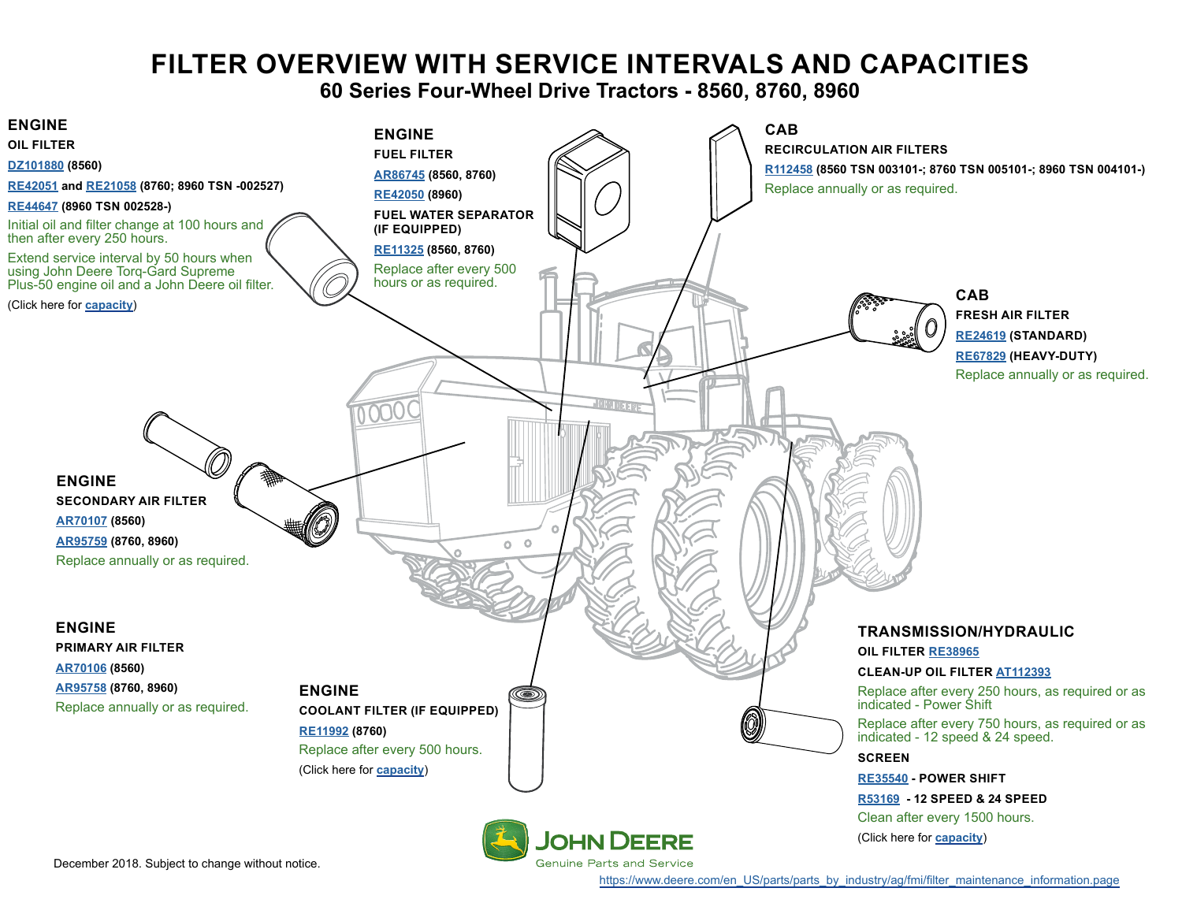# FILTER OVERVIEW WITH SERVICE INTERVALS AND CAPACITIES

## 60 Series Four-Wheel Drive Tractors - 8560, 8760, 8960

### ENGINE

**OIL FILTER**

**DZ101880 (8560)**

**RE42051 and RE21058 (8760; 8960 TSN -002527)**

**RE44647 (8960 TSN 002528-)**

Initial oil and filter change at 100 hours and then after every 250 hours.

Extend service interval by 50 hours when using John Deere Torq-Gard Supreme Plus-50 engine oil and a John Deere oil filter.

(Click here for capacity)

### ENGINE

**FUEL FILTER**

**AR86745 (8560, 8760)**

**RE42050 (8960)**

**FUEL WATER SEPARATOR (IF EQUIPPED)**

**RE11325 (8560, 8760)**

Replace after every 500 hours or as required.

### CAB

**RECIRCULATION AIR FILTERS**

**R112458 (8560 TSN 003101-; 8760 TSN 005101-; 8960 TSN 004101-)**

Replace annually or as required.

### CAB

**FRESH AIR FILTER**

**RE24619 (STANDARD)**

**RE67829 (HEAVY-DUTY)**

Replace annually or as required.

### ENGINE

**SECONDARY AIR FILTER**

**AR70107 (8560)**

**AR95759 (8760, 8960)**

Replace annually or as required.

### ENGINE

**PRIMARY AIR FILTER**

**AR70106 (8560)**

**AR95758 (8760, 8960)**

Replace annually or as required.

### ENGINE

**COOLANT FILTER (IF EQUIPPED)**

**RE11992 (8760)**

Replace after every 500 hours.

(Click here for capacity)

### TRANSMISSION/HYDRAULIC

**OIL FILTER RE38965**

**CLEAN-UP OIL FILTER AT112393**

Replace after every 250 hours, as required or as indicated - Power Shift

Replace after every 750 hours, as required or as indicated - 12 speed & 24 speed.

**SCREEN**

**RE35540 - POWER SHIFT**

**R53169 - 12 SPEED & 24 SPEED**

Clean after every 1500 hours.

(Click here for capacity)

JOHN DEERE

Genuine Parts and Service

December 2018. Subject to change without notice.

https://www.deere.com/en_US/parts/parts_by_industry/ag/fmi/filter_maintenance_information.page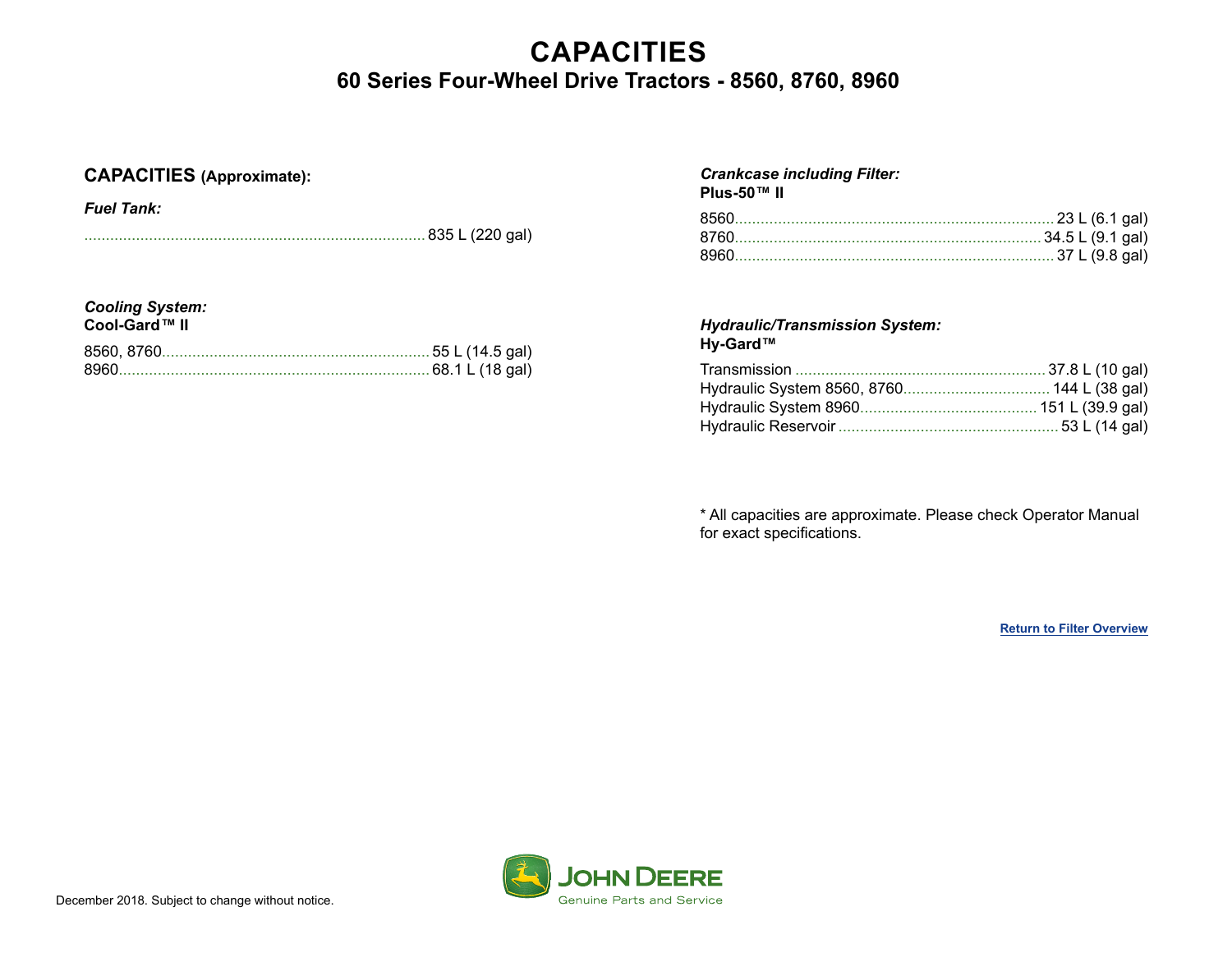# CAPACITIES

## 60 Series Four-Wheel Drive Tractors - 8560, 8760, 8960

### CAPACITIES (Approximate):

***Fuel Tank:***

| | |
|---|---|
| | 835 L (220 gal) |

***Cooling System:***
**Cool-Gard™ II**

| | |
|---|---|
| 8560, 8760 | 55 L (14.5 gal) |
| 8960 | 68.1 L (18 gal) |

***Crankcase including Filter:***
**Plus-50™ II**

| | |
|---|---|
| 8560 | 23 L (6.1 gal) |
| 8760 | 34.5 L (9.1 gal) |
| 8960 | 37 L (9.8 gal) |

***Hydraulic/Transmission System:***
**Hy-Gard™**

| | |
|---|---|
| Transmission | 37.8 L (10 gal) |
| Hydraulic System 8560, 8760 | 144 L (38 gal) |
| Hydraulic System 8960 | 151 L (39.9 gal) |
| Hydraulic Reservoir | 53 L (14 gal) |

* All capacities are approximate. Please check Operator Manual for exact specifications.

**Return to Filter Overview**

JOHN DEERE
Genuine Parts and Service

December 2018. Subject to change without notice.